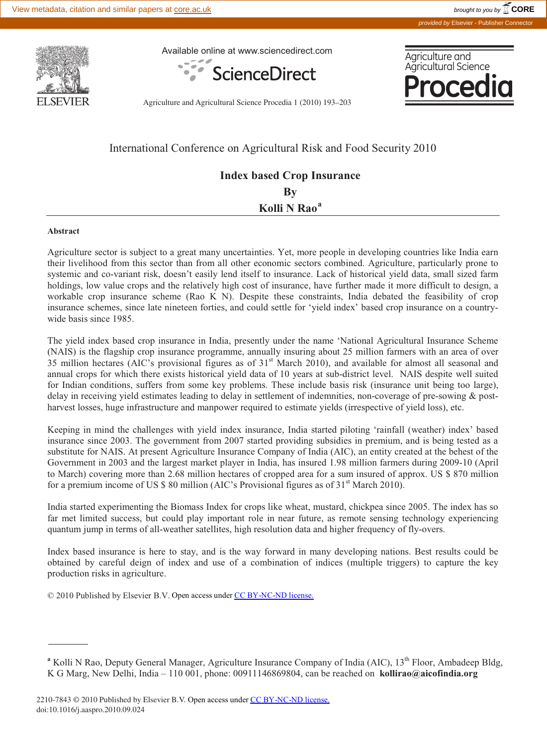International Conference on Agricultural Risk and Food Security 2010

# Index based Crop Insurance

**By**

**Kolli N Rao**[a]

---

**Abstract**

Agriculture sector is subject to a great many uncertainties. Yet, more people in developing countries like India earn their livelihood from this sector than from all other economic sectors combined. Agriculture, particularly prone to systemic and co-variant risk, doesn't easily lend itself to insurance. Lack of historical yield data, small sized farm holdings, low value crops and the relatively high cost of insurance, have further made it more difficult to design, a workable crop insurance scheme (Rao K N). Despite these constraints, India debated the feasibility of crop insurance schemes, since late nineteen forties, and could settle for 'yield index' based crop insurance on a country-wide basis since 1985.

The yield index based crop insurance in India, presently under the name 'National Agricultural Insurance Scheme (NAIS) is the flagship crop insurance programme, annually insuring about 25 million farmers with an area of over 35 million hectares (AIC's provisional figures as of 31st March 2010), and available for almost all seasonal and annual crops for which there exists historical yield data of 10 years at sub-district level. NAIS despite well suited for Indian conditions, suffers from some key problems. These include basis risk (insurance unit being too large), delay in receiving yield estimates leading to delay in settlement of indemnities, non-coverage of pre-sowing & post-harvest losses, huge infrastructure and manpower required to estimate yields (irrespective of yield loss), etc.

Keeping in mind the challenges with yield index insurance, India started piloting 'rainfall (weather) index' based insurance since 2003. The government from 2007 started providing subsidies in premium, and is being tested as a substitute for NAIS. At present Agriculture Insurance Company of India (AIC), an entity created at the behest of the Government in 2003 and the largest market player in India, has insured 1.98 million farmers during 2009-10 (April to March) covering more than 2.68 million hectares of cropped area for a sum insured of approx. US $ 870 million for a premium income of US $ 80 million (AIC's Provisional figures as of 31st March 2010).

India started experimenting the Biomass Index for crops like wheat, mustard, chickpea since 2005. The index has so far met limited success, but could play important role in near future, as remote sensing technology experiencing quantum jump in terms of all-weather satellites, high resolution data and higher frequency of fly-overs.

Index based insurance is here to stay, and is the way forward in many developing nations. Best results could be obtained by careful deign of index and use of a combination of indices (multiple triggers) to capture the key production risks in agriculture.

© 2010 Published by Elsevier B.V. Open access under CC BY-NC-ND license.

---

[a] Kolli N Rao, Deputy General Manager, Agriculture Insurance Company of India (AIC), 13th Floor, Ambadeep Bldg, K G Marg, New Delhi, India – 110 001, phone: 00911146869804, can be reached on **kollirao@aicofindia.org**

2210-7843 © 2010 Published by Elsevier B.V. Open access under CC BY-NC-ND license.
doi:10.1016/j.aaspro.2010.09.024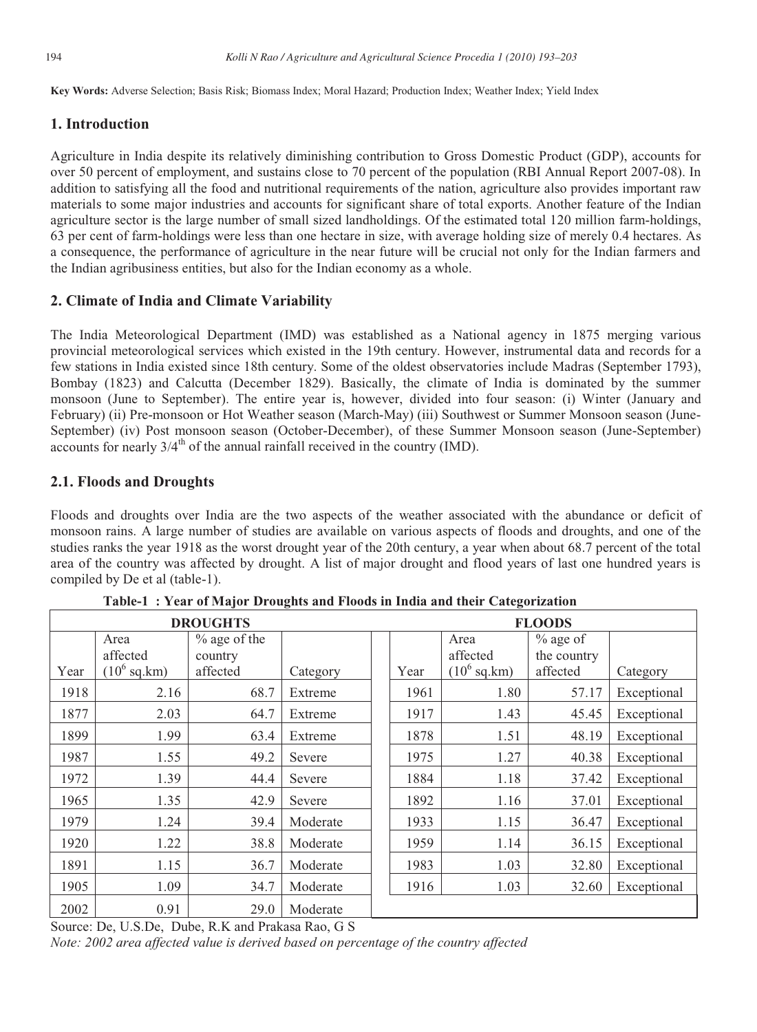**Key Words:** Adverse Selection; Basis Risk; Biomass Index; Moral Hazard; Production Index; Weather Index; Yield Index

## 1. Introduction

Agriculture in India despite its relatively diminishing contribution to Gross Domestic Product (GDP), accounts for over 50 percent of employment, and sustains close to 70 percent of the population (RBI Annual Report 2007-08). In addition to satisfying all the food and nutritional requirements of the nation, agriculture also provides important raw materials to some major industries and accounts for significant share of total exports. Another feature of the Indian agriculture sector is the large number of small sized landholdings. Of the estimated total 120 million farm-holdings, 63 per cent of farm-holdings were less than one hectare in size, with average holding size of merely 0.4 hectares. As a consequence, the performance of agriculture in the near future will be crucial not only for the Indian farmers and the Indian agribusiness entities, but also for the Indian economy as a whole.

## 2. Climate of India and Climate Variability

The India Meteorological Department (IMD) was established as a National agency in 1875 merging various provincial meteorological services which existed in the 19th century. However, instrumental data and records for a few stations in India existed since 18th century. Some of the oldest observatories include Madras (September 1793), Bombay (1823) and Calcutta (December 1829). Basically, the climate of India is dominated by the summer monsoon (June to September). The entire year is, however, divided into four season: (i) Winter (January and February) (ii) Pre-monsoon or Hot Weather season (March-May) (iii) Southwest or Summer Monsoon season (June-September) (iv) Post monsoon season (October-December), of these Summer Monsoon season (June-September) accounts for nearly 3/4th of the annual rainfall received in the country (IMD).

### 2.1. Floods and Droughts

Floods and droughts over India are the two aspects of the weather associated with the abundance or deficit of monsoon rains. A large number of studies are available on various aspects of floods and droughts, and one of the studies ranks the year 1918 as the worst drought year of the 20th century, a year when about 68.7 percent of the total area of the country was affected by drought. A list of major drought and flood years of last one hundred years is compiled by De et al (table-1).

**Table-1 : Year of Major Droughts and Floods in India and their Categorization**

| DROUGHTS | | | | FLOODS | | | |
|---|---|---|---|---|---|---|---|
| Year | Area affected ($10^6$ sq.km) | % age of the country affected | Category | Year | Area affected ($10^6$ sq.km) | % age of the country affected | Category |
| 1918 | 2.16 | 68.7 | Extreme | 1961 | 1.80 | 57.17 | Exceptional |
| 1877 | 2.03 | 64.7 | Extreme | 1917 | 1.43 | 45.45 | Exceptional |
| 1899 | 1.99 | 63.4 | Extreme | 1878 | 1.51 | 48.19 | Exceptional |
| 1987 | 1.55 | 49.2 | Severe | 1975 | 1.27 | 40.38 | Exceptional |
| 1972 | 1.39 | 44.4 | Severe | 1884 | 1.18 | 37.42 | Exceptional |
| 1965 | 1.35 | 42.9 | Severe | 1892 | 1.16 | 37.01 | Exceptional |
| 1979 | 1.24 | 39.4 | Moderate | 1933 | 1.15 | 36.47 | Exceptional |
| 1920 | 1.22 | 38.8 | Moderate | 1959 | 1.14 | 36.15 | Exceptional |
| 1891 | 1.15 | 36.7 | Moderate | 1983 | 1.03 | 32.80 | Exceptional |
| 1905 | 1.09 | 34.7 | Moderate | 1916 | 1.03 | 32.60 | Exceptional |
| 2002 | 0.91 | 29.0 | Moderate | | | | |

Source: De, U.S.De, Dube, R.K and Prakasa Rao, G S

*Note: 2002 area affected value is derived based on percentage of the country affected*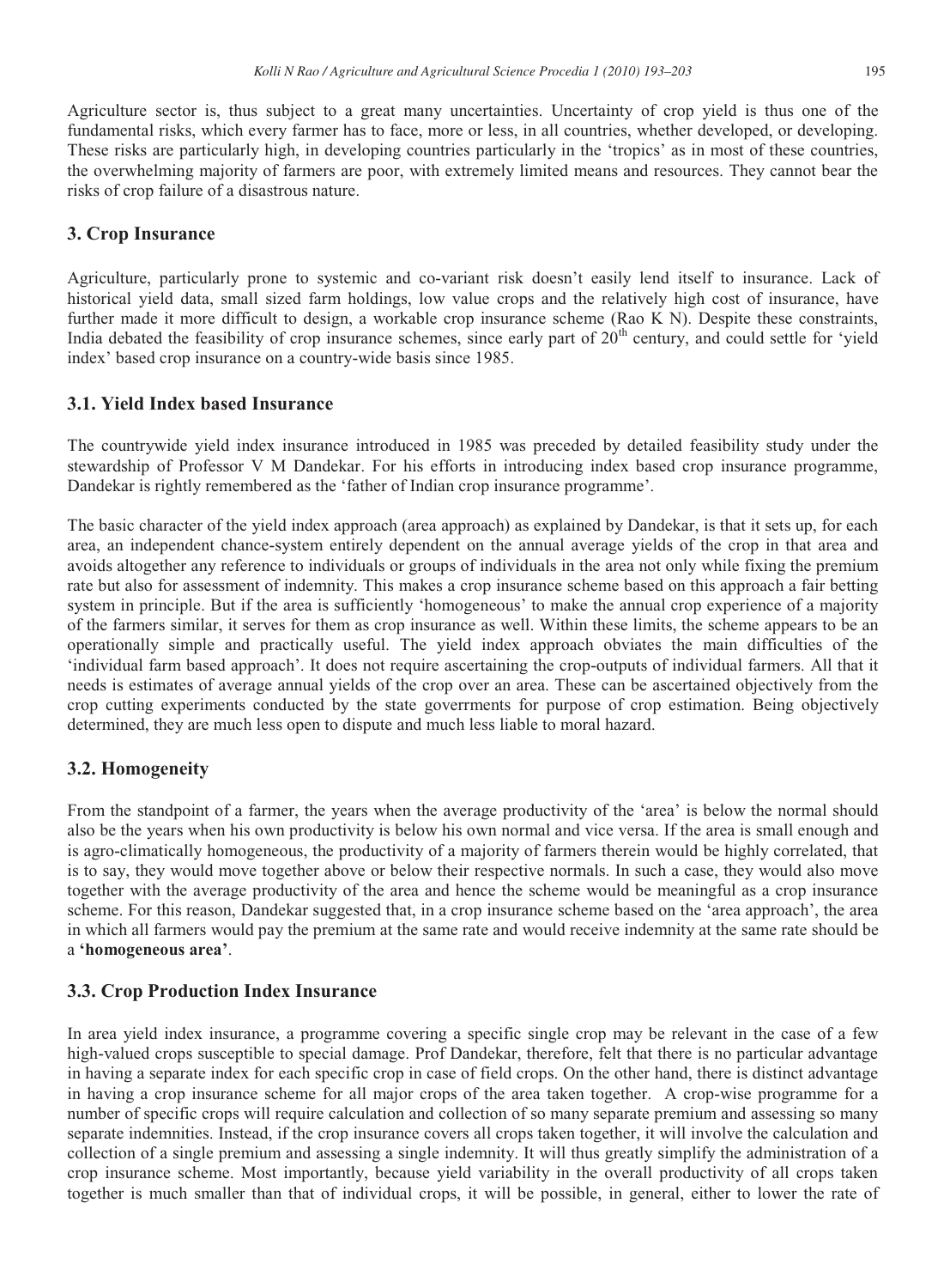Agriculture sector is, thus subject to a great many uncertainties. Uncertainty of crop yield is thus one of the fundamental risks, which every farmer has to face, more or less, in all countries, whether developed, or developing. These risks are particularly high, in developing countries particularly in the 'tropics' as in most of these countries, the overwhelming majority of farmers are poor, with extremely limited means and resources. They cannot bear the risks of crop failure of a disastrous nature.

## 3. Crop Insurance

Agriculture, particularly prone to systemic and co-variant risk doesn't easily lend itself to insurance. Lack of historical yield data, small sized farm holdings, low value crops and the relatively high cost of insurance, have further made it more difficult to design, a workable crop insurance scheme (Rao K N). Despite these constraints, India debated the feasibility of crop insurance schemes, since early part of 20th century, and could settle for 'yield index' based crop insurance on a country-wide basis since 1985.

### 3.1. Yield Index based Insurance

The countrywide yield index insurance introduced in 1985 was preceded by detailed feasibility study under the stewardship of Professor V M Dandekar. For his efforts in introducing index based crop insurance programme, Dandekar is rightly remembered as the 'father of Indian crop insurance programme'.

The basic character of the yield index approach (area approach) as explained by Dandekar, is that it sets up, for each area, an independent chance-system entirely dependent on the annual average yields of the crop in that area and avoids altogether any reference to individuals or groups of individuals in the area not only while fixing the premium rate but also for assessment of indemnity. This makes a crop insurance scheme based on this approach a fair betting system in principle. But if the area is sufficiently 'homogeneous' to make the annual crop experience of a majority of the farmers similar, it serves for them as crop insurance as well. Within these limits, the scheme appears to be an operationally simple and practically useful. The yield index approach obviates the main difficulties of the 'individual farm based approach'. It does not require ascertaining the crop-outputs of individual farmers. All that it needs is estimates of average annual yields of the crop over an area. These can be ascertained objectively from the crop cutting experiments conducted by the state goverrments for purpose of crop estimation. Being objectively determined, they are much less open to dispute and much less liable to moral hazard.

### 3.2. Homogeneity

From the standpoint of a farmer, the years when the average productivity of the 'area' is below the normal should also be the years when his own productivity is below his own normal and vice versa. If the area is small enough and is agro-climatically homogeneous, the productivity of a majority of farmers therein would be highly correlated, that is to say, they would move together above or below their respective normals. In such a case, they would also move together with the average productivity of the area and hence the scheme would be meaningful as a crop insurance scheme. For this reason, Dandekar suggested that, in a crop insurance scheme based on the 'area approach', the area in which all farmers would pay the premium at the same rate and would receive indemnity at the same rate should be a **'homogeneous area'**.

### 3.3. Crop Production Index Insurance

In area yield index insurance, a programme covering a specific single crop may be relevant in the case of a few high-valued crops susceptible to special damage. Prof Dandekar, therefore, felt that there is no particular advantage in having a separate index for each specific crop in case of field crops. On the other hand, there is distinct advantage in having a crop insurance scheme for all major crops of the area taken together. A crop-wise programme for a number of specific crops will require calculation and collection of so many separate premium and assessing so many separate indemnities. Instead, if the crop insurance covers all crops taken together, it will involve the calculation and collection of a single premium and assessing a single indemnity. It will thus greatly simplify the administration of a crop insurance scheme. Most importantly, because yield variability in the overall productivity of all crops taken together is much smaller than that of individual crops, it will be possible, in general, either to lower the rate of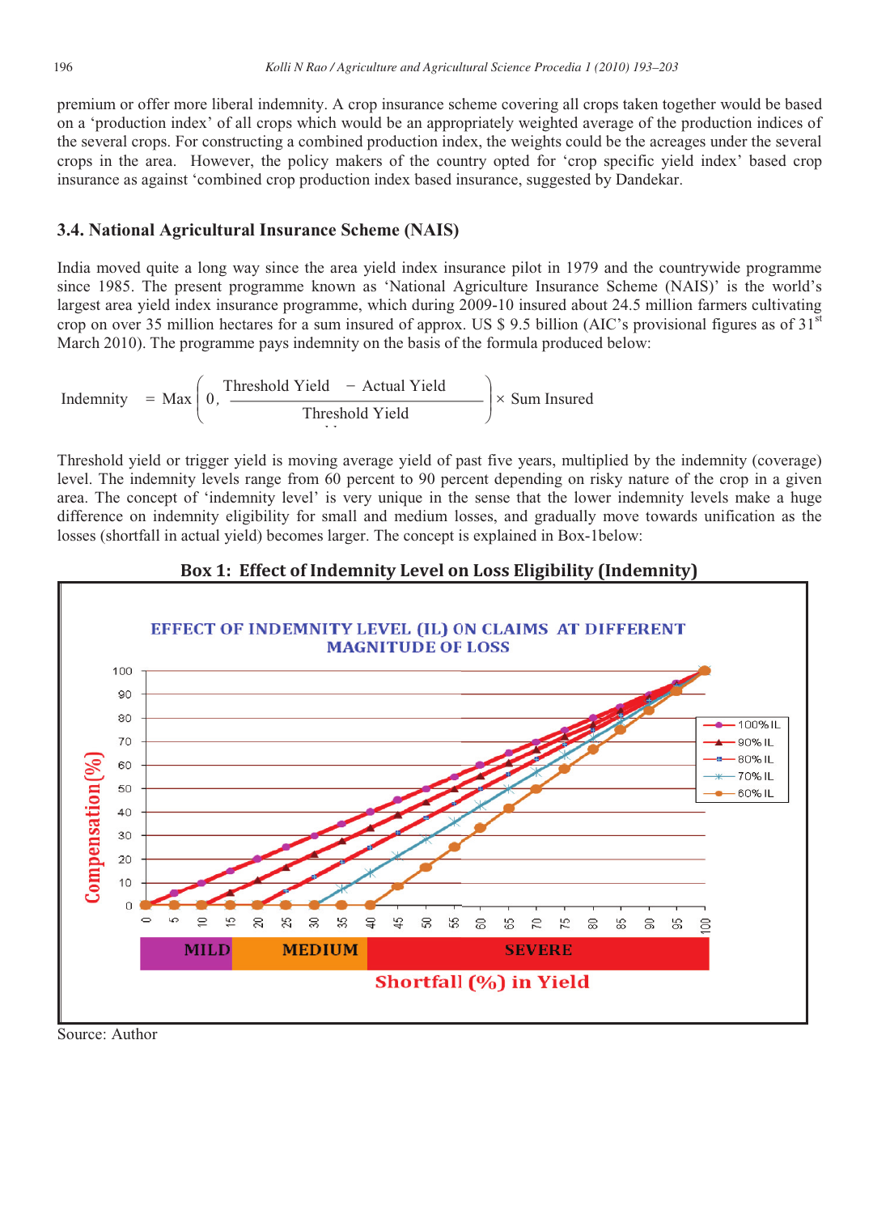premium or offer more liberal indemnity. A crop insurance scheme covering all crops taken together would be based on a 'production index' of all crops which would be an appropriately weighted average of the production indices of the several crops. For constructing a combined production index, the weights could be the acreages under the several crops in the area. However, the policy makers of the country opted for 'crop specific yield index' based crop insurance as against 'combined crop production index based insurance, suggested by Dandekar.

### 3.4. National Agricultural Insurance Scheme (NAIS)

India moved quite a long way since the area yield index insurance pilot in 1979 and the countrywide programme since 1985. The present programme known as 'National Agriculture Insurance Scheme (NAIS)' is the world's largest area yield index insurance programme, which during 2009-10 insured about 24.5 million farmers cultivating crop on over 35 million hectares for a sum insured of approx. US $ 9.5 billion (AIC's provisional figures as of 31st March 2010). The programme pays indemnity on the basis of the formula produced below:

$$\text{Indemnity} = \text{Max}\left(0, \frac{\text{Threshold Yield} - \text{Actual Yield}}{\text{Threshold Yield}}\right) \times \text{Sum Insured}$$

Threshold yield or trigger yield is moving average yield of past five years, multiplied by the indemnity (coverage) level. The indemnity levels range from 60 percent to 90 percent depending on risky nature of the crop in a given area. The concept of 'indemnity level' is very unique in the sense that the lower indemnity levels make a huge difference on indemnity eligibility for small and medium losses, and gradually move towards unification as the losses (shortfall in actual yield) becomes larger. The concept is explained in Box-1below:

**Box 1: Effect of Indemnity Level on Loss Eligibility (Indemnity)**

Source: Author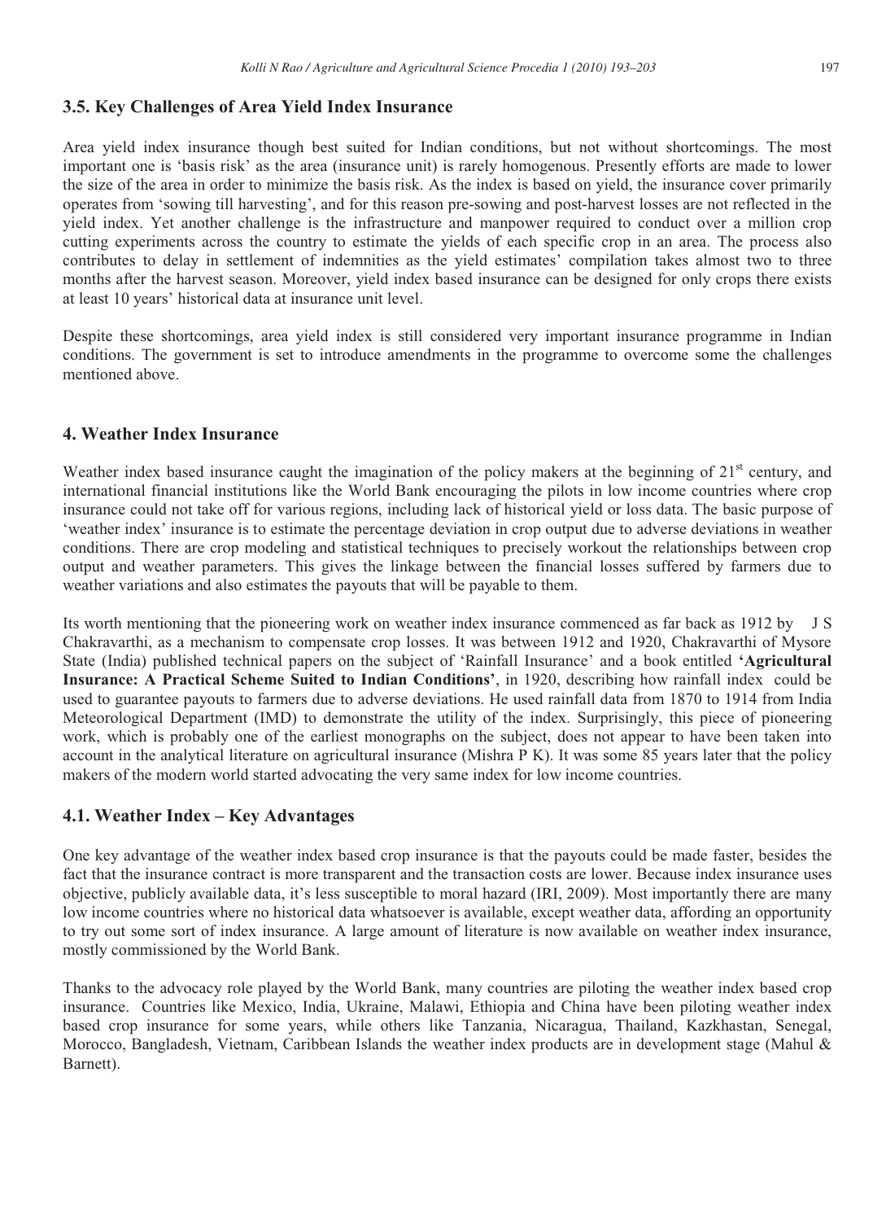### 3.5. Key Challenges of Area Yield Index Insurance

Area yield index insurance though best suited for Indian conditions, but not without shortcomings. The most important one is 'basis risk' as the area (insurance unit) is rarely homogenous. Presently efforts are made to lower the size of the area in order to minimize the basis risk. As the index is based on yield, the insurance cover primarily operates from 'sowing till harvesting', and for this reason pre-sowing and post-harvest losses are not reflected in the yield index. Yet another challenge is the infrastructure and manpower required to conduct over a million crop cutting experiments across the country to estimate the yields of each specific crop in an area. The process also contributes to delay in settlement of indemnities as the yield estimates' compilation takes almost two to three months after the harvest season. Moreover, yield index based insurance can be designed for only crops there exists at least 10 years' historical data at insurance unit level.

Despite these shortcomings, area yield index is still considered very important insurance programme in Indian conditions. The government is set to introduce amendments in the programme to overcome some the challenges mentioned above.

## 4. Weather Index Insurance

Weather index based insurance caught the imagination of the policy makers at the beginning of 21st century, and international financial institutions like the World Bank encouraging the pilots in low income countries where crop insurance could not take off for various regions, including lack of historical yield or loss data. The basic purpose of 'weather index' insurance is to estimate the percentage deviation in crop output due to adverse deviations in weather conditions. There are crop modeling and statistical techniques to precisely workout the relationships between crop output and weather parameters. This gives the linkage between the financial losses suffered by farmers due to weather variations and also estimates the payouts that will be payable to them.

Its worth mentioning that the pioneering work on weather index insurance commenced as far back as 1912 by J S Chakravarthi, as a mechanism to compensate crop losses. It was between 1912 and 1920, Chakravarthi of Mysore State (India) published technical papers on the subject of 'Rainfall Insurance' and a book entitled **'Agricultural Insurance: A Practical Scheme Suited to Indian Conditions'**, in 1920, describing how rainfall index could be used to guarantee payouts to farmers due to adverse deviations. He used rainfall data from 1870 to 1914 from India Meteorological Department (IMD) to demonstrate the utility of the index. Surprisingly, this piece of pioneering work, which is probably one of the earliest monographs on the subject, does not appear to have been taken into account in the analytical literature on agricultural insurance (Mishra P K). It was some 85 years later that the policy makers of the modern world started advocating the very same index for low income countries.

### 4.1. Weather Index – Key Advantages

One key advantage of the weather index based crop insurance is that the payouts could be made faster, besides the fact that the insurance contract is more transparent and the transaction costs are lower. Because index insurance uses objective, publicly available data, it's less susceptible to moral hazard (IRI, 2009). Most importantly there are many low income countries where no historical data whatsoever is available, except weather data, affording an opportunity to try out some sort of index insurance. A large amount of literature is now available on weather index insurance, mostly commissioned by the World Bank.

Thanks to the advocacy role played by the World Bank, many countries are piloting the weather index based crop insurance. Countries like Mexico, India, Ukraine, Malawi, Ethiopia and China have been piloting weather index based crop insurance for some years, while others like Tanzania, Nicaragua, Thailand, Kazkhastan, Senegal, Morocco, Bangladesh, Vietnam, Caribbean Islands the weather index products are in development stage (Mahul & Barnett).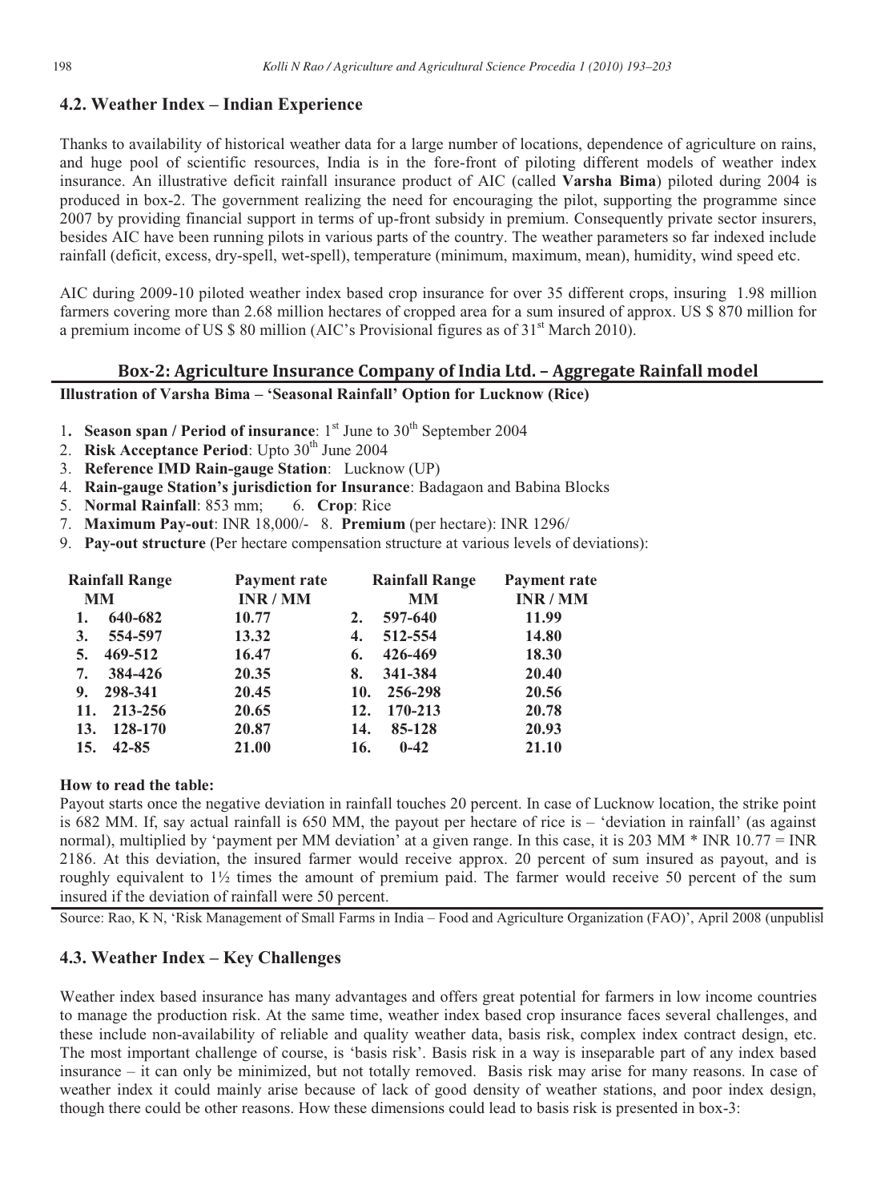### 4.2. Weather Index – Indian Experience

Thanks to availability of historical weather data for a large number of locations, dependence of agriculture on rains, and huge pool of scientific resources, India is in the fore-front of piloting different models of weather index insurance. An illustrative deficit rainfall insurance product of AIC (called **Varsha Bima**) piloted during 2004 is produced in box-2. The government realizing the need for encouraging the pilot, supporting the programme since 2007 by providing financial support in terms of up-front subsidy in premium. Consequently private sector insurers, besides AIC have been running pilots in various parts of the country. The weather parameters so far indexed include rainfall (deficit, excess, dry-spell, wet-spell), temperature (minimum, maximum, mean), humidity, wind speed etc.

AIC during 2009-10 piloted weather index based crop insurance for over 35 different crops, insuring 1.98 million farmers covering more than 2.68 million hectares of cropped area for a sum insured of approx. US $ 870 million for a premium income of US $ 80 million (AIC's Provisional figures as of 31st March 2010).

**Box-2: Agriculture Insurance Company of India Ltd. – Aggregate Rainfall model**

**Illustration of Varsha Bima – 'Seasonal Rainfall' Option for Lucknow (Rice)**

1. **Season span / Period of insurance**: 1st June to 30th September 2004
2. **Risk Acceptance Period**: Upto 30th June 2004
3. **Reference IMD Rain-gauge Station**: Lucknow (UP)
4. **Rain-gauge Station's jurisdiction for Insurance**: Badagaon and Babina Blocks
5. **Normal Rainfall**: 853 mm; 6. **Crop**: Rice
7. **Maximum Pay-out**: INR 18,000/- 8. **Premium** (per hectare): INR 1296/
9. **Pay-out structure** (Per hectare compensation structure at various levels of deviations):

| Rainfall Range MM | Payment rate INR / MM | Rainfall Range MM | Payment rate INR / MM |
|---|---|---|---|
| 1. 640-682 | 10.77 | 2. 597-640 | 11.99 |
| 3. 554-597 | 13.32 | 4. 512-554 | 14.80 |
| 5. 469-512 | 16.47 | 6. 426-469 | 18.30 |
| 7. 384-426 | 20.35 | 8. 341-384 | 20.40 |
| 9. 298-341 | 20.45 | 10. 256-298 | 20.56 |
| 11. 213-256 | 20.65 | 12. 170-213 | 20.78 |
| 13. 128-170 | 20.87 | 14. 85-128 | 20.93 |
| 15. 42-85 | 21.00 | 16. 0-42 | 21.10 |

**How to read the table:**

Payout starts once the negative deviation in rainfall touches 20 percent. In case of Lucknow location, the strike point is 682 MM. If, say actual rainfall is 650 MM, the payout per hectare of rice is – 'deviation in rainfall' (as against normal), multiplied by 'payment per MM deviation' at a given range. In this case, it is 203 MM * INR 10.77 = INR 2186. At this deviation, the insured farmer would receive approx. 20 percent of sum insured as payout, and is roughly equivalent to 1½ times the amount of premium paid. The farmer would receive 50 percent of the sum insured if the deviation of rainfall were 50 percent.

Source: Rao, K N, 'Risk Management of Small Farms in India – Food and Agriculture Organization (FAO)', April 2008 (unpublisl

### 4.3. Weather Index – Key Challenges

Weather index based insurance has many advantages and offers great potential for farmers in low income countries to manage the production risk. At the same time, weather index based crop insurance faces several challenges, and these include non-availability of reliable and quality weather data, basis risk, complex index contract design, etc. The most important challenge of course, is 'basis risk'. Basis risk in a way is inseparable part of any index based insurance – it can only be minimized, but not totally removed. Basis risk may arise for many reasons. In case of weather index it could mainly arise because of lack of good density of weather stations, and poor index design, though there could be other reasons. How these dimensions could lead to basis risk is presented in box-3: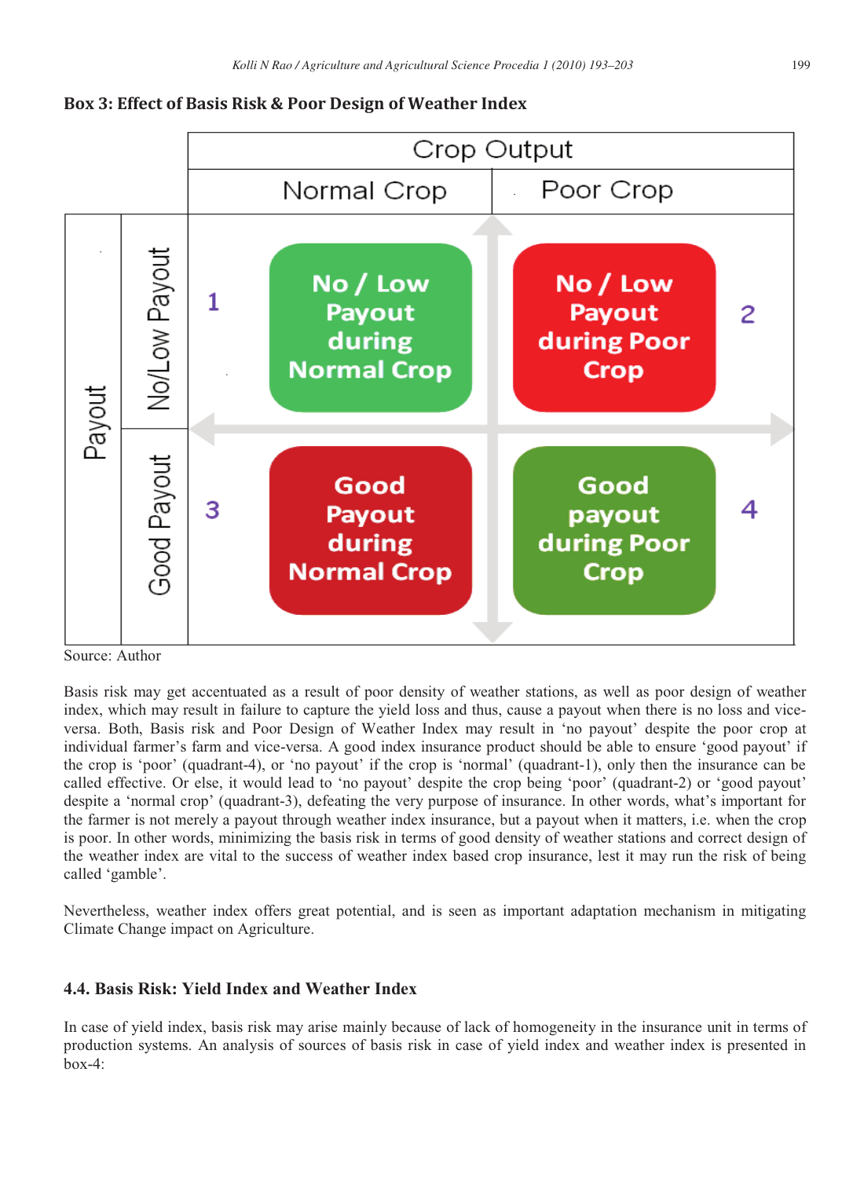**Box 3: Effect of Basis Risk & Poor Design of Weather Index**

| | | Crop Output | |
|---|---|---|---|
| | | Normal Crop | Poor Crop |
| Payout | No/Low Payout | 1 No / Low Payout during Normal Crop | 2 No / Low Payout during Poor Crop |
| | Good Payout | 3 Good Payout during Normal Crop | 4 Good payout during Poor Crop |

Source: Author

Basis risk may get accentuated as a result of poor density of weather stations, as well as poor design of weather index, which may result in failure to capture the yield loss and thus, cause a payout when there is no loss and vice-versa. Both, Basis risk and Poor Design of Weather Index may result in 'no payout' despite the poor crop at individual farmer's farm and vice-versa. A good index insurance product should be able to ensure 'good payout' if the crop is 'poor' (quadrant-4), or 'no payout' if the crop is 'normal' (quadrant-1), only then the insurance can be called effective. Or else, it would lead to 'no payout' despite the crop being 'poor' (quadrant-2) or 'good payout' despite a 'normal crop' (quadrant-3), defeating the very purpose of insurance. In other words, what's important for the farmer is not merely a payout through weather index insurance, but a payout when it matters, i.e. when the crop is poor. In other words, minimizing the basis risk in terms of good density of weather stations and correct design of the weather index are vital to the success of weather index based crop insurance, lest it may run the risk of being called 'gamble'.

Nevertheless, weather index offers great potential, and is seen as important adaptation mechanism in mitigating Climate Change impact on Agriculture.

### 4.4. Basis Risk: Yield Index and Weather Index

In case of yield index, basis risk may arise mainly because of lack of homogeneity in the insurance unit in terms of production systems. An analysis of sources of basis risk in case of yield index and weather index is presented in box-4: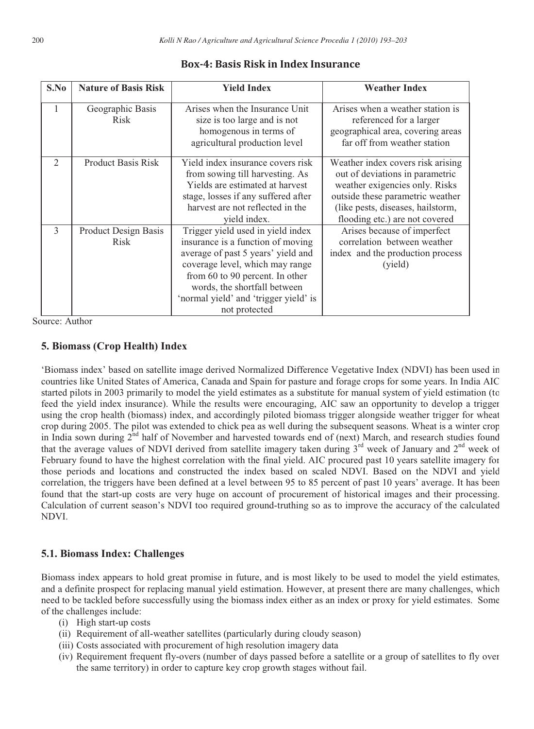**Box-4: Basis Risk in Index Insurance**

| S.No | Nature of Basis Risk | Yield Index | Weather Index |
|---|---|---|---|
| 1 | Geographic Basis Risk | Arises when the Insurance Unit size is too large and is not homogenous in terms of agricultural production level | Arises when a weather station is referenced for a larger geographical area, covering areas far off from weather station |
| 2 | Product Basis Risk | Yield index insurance covers risk from sowing till harvesting. As Yields are estimated at harvest stage, losses if any suffered after harvest are not reflected in the yield index. | Weather index covers risk arising out of deviations in parametric weather exigencies only. Risks outside these parametric weather (like pests, diseases, hailstorm, flooding etc.) are not covered |
| 3 | Product Design Basis Risk | Trigger yield used in yield index insurance is a function of moving average of past 5 years' yield and coverage level, which may range from 60 to 90 percent. In other words, the shortfall between 'normal yield' and 'trigger yield' is not protected | Arises because of imperfect correlation between weather index and the production process (yield) |

Source: Author

## 5. Biomass (Crop Health) Index

'Biomass index' based on satellite image derived Normalized Difference Vegetative Index (NDVI) has been used in countries like United States of America, Canada and Spain for pasture and forage crops for some years. In India AIC started pilots in 2003 primarily to model the yield estimates as a substitute for manual system of yield estimation (to feed the yield index insurance). While the results were encouraging, AIC saw an opportunity to develop a trigger using the crop health (biomass) index, and accordingly piloted biomass trigger alongside weather trigger for wheat crop during 2005. The pilot was extended to chick pea as well during the subsequent seasons. Wheat is a winter crop in India sown during 2nd half of November and harvested towards end of (next) March, and research studies found that the average values of NDVI derived from satellite imagery taken during 3rd week of January and 2nd week of February found to have the highest correlation with the final yield. AIC procured past 10 years satellite imagery for those periods and locations and constructed the index based on scaled NDVI. Based on the NDVI and yield correlation, the triggers have been defined at a level between 95 to 85 percent of past 10 years' average. It has been found that the start-up costs are very huge on account of procurement of historical images and their processing. Calculation of current season's NDVI too required ground-truthing so as to improve the accuracy of the calculated NDVI.

### 5.1. Biomass Index: Challenges

Biomass index appears to hold great promise in future, and is most likely to be used to model the yield estimates, and a definite prospect for replacing manual yield estimation. However, at present there are many challenges, which need to be tackled before successfully using the biomass index either as an index or proxy for yield estimates. Some of the challenges include:

(i) High start-up costs
(ii) Requirement of all-weather satellites (particularly during cloudy season)
(iii) Costs associated with procurement of high resolution imagery data
(iv) Requirement frequent fly-overs (number of days passed before a satellite or a group of satellites to fly over the same territory) in order to capture key crop growth stages without fail.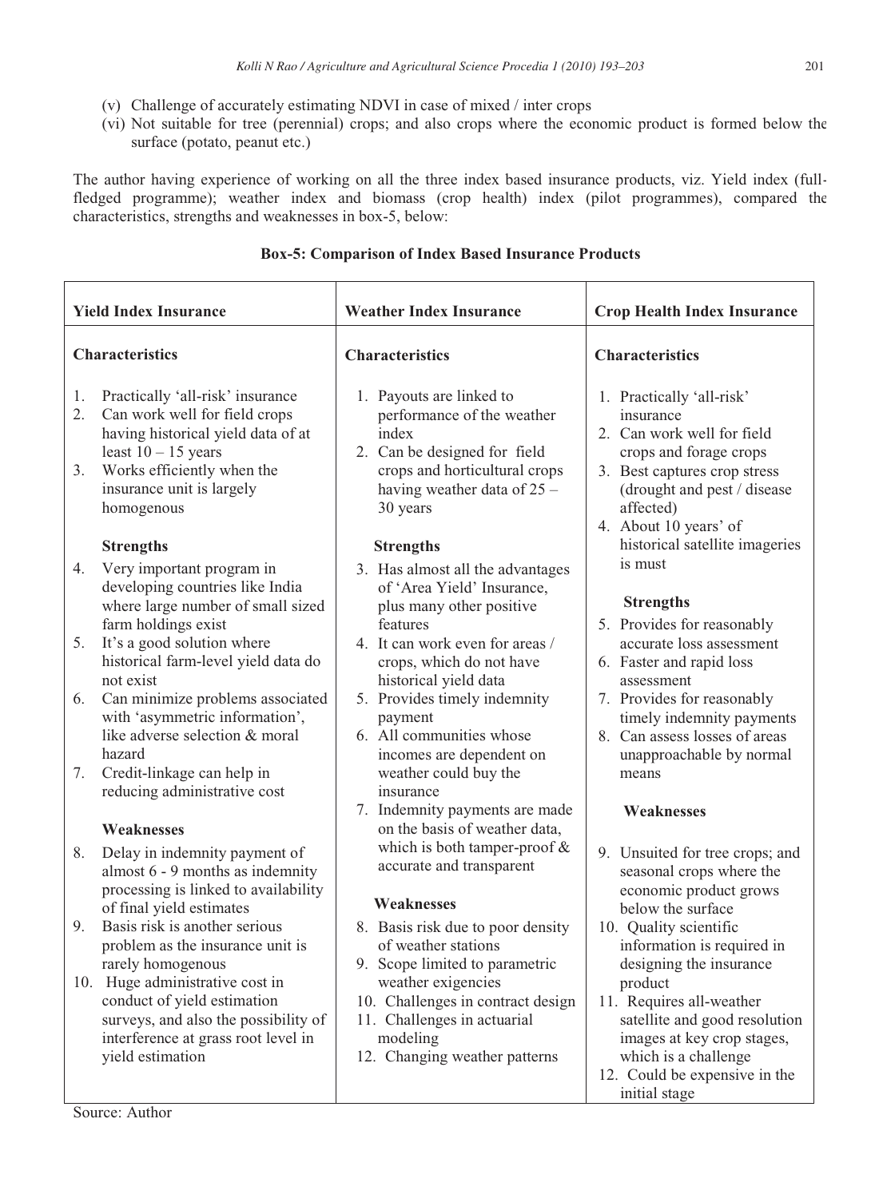(v) Challenge of accurately estimating NDVI in case of mixed / inter crops

(vi) Not suitable for tree (perennial) crops; and also crops where the economic product is formed below the surface (potato, peanut etc.)

The author having experience of working on all the three index based insurance products, viz. Yield index (full-fledged programme); weather index and biomass (crop health) index (pilot programmes), compared the characteristics, strengths and weaknesses in box-5, below:

**Box-5: Comparison of Index Based Insurance Products**

| Yield Index Insurance | Weather Index Insurance | Crop Health Index Insurance |
|---|---|---|
| **Characteristics**<br>1. Practically 'all-risk' insurance<br>2. Can work well for field crops having historical yield data of at least 10 – 15 years<br>3. Works efficiently when the insurance unit is largely homogenous<br><br>**Strengths**<br>4. Very important program in developing countries like India where large number of small sized farm holdings exist<br>5. It's a good solution where historical farm-level yield data do not exist<br>6. Can minimize problems associated with 'asymmetric information', like adverse selection & moral hazard<br>7. Credit-linkage can help in reducing administrative cost<br><br>**Weaknesses**<br>8. Delay in indemnity payment of almost 6 - 9 months as indemnity processing is linked to availability of final yield estimates<br>9. Basis risk is another serious problem as the insurance unit is rarely homogenous<br>10. Huge administrative cost in conduct of yield estimation surveys, and also the possibility of interference at grass root level in yield estimation | **Characteristics**<br>1. Payouts are linked to performance of the weather index<br>2. Can be designed for field crops and horticultural crops having weather data of 25 – 30 years<br><br>**Strengths**<br>3. Has almost all the advantages of 'Area Yield' Insurance, plus many other positive features<br>4. It can work even for areas / crops, which do not have historical yield data<br>5. Provides timely indemnity payment<br>6. All communities whose incomes are dependent on weather could buy the insurance<br>7. Indemnity payments are made on the basis of weather data, which is both tamper-proof & accurate and transparent<br><br>**Weaknesses**<br>8. Basis risk due to poor density of weather stations<br>9. Scope limited to parametric weather exigencies<br>10. Challenges in contract design<br>11. Challenges in actuarial modeling<br>12. Changing weather patterns | **Characteristics**<br>1. Practically 'all-risk' insurance<br>2. Can work well for field crops and forage crops<br>3. Best captures crop stress (drought and pest / disease affected)<br>4. About 10 years' of historical satellite imageries is must<br><br>**Strengths**<br>5. Provides for reasonably accurate loss assessment<br>6. Faster and rapid loss assessment<br>7. Provides for reasonably timely indemnity payments<br>8. Can assess losses of areas unapproachable by normal means<br><br>**Weaknesses**<br>9. Unsuited for tree crops; and seasonal crops where the economic product grows below the surface<br>10. Quality scientific information is required in designing the insurance product<br>11. Requires all-weather satellite and good resolution images at key crop stages, which is a challenge<br>12. Could be expensive in the initial stage |

Source: Author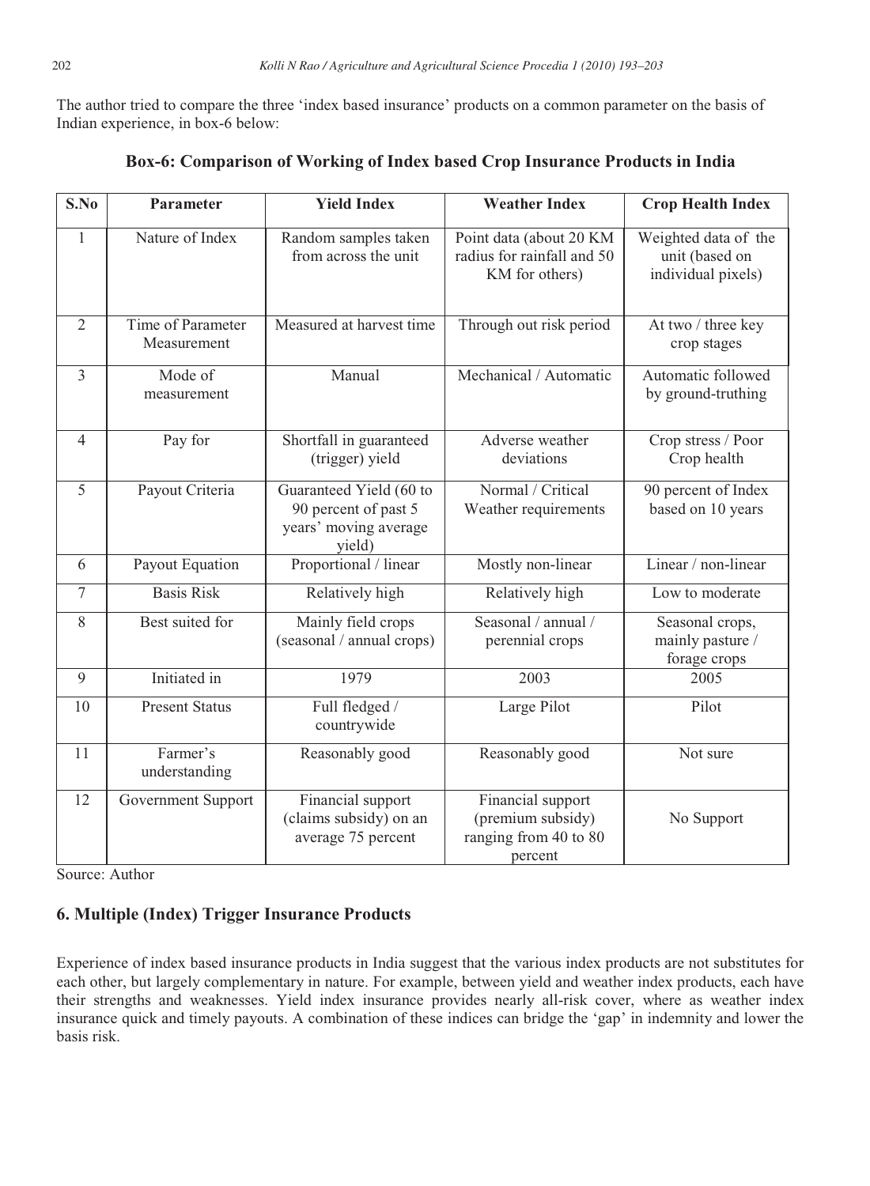The author tried to compare the three 'index based insurance' products on a common parameter on the basis of Indian experience, in box-6 below:

**Box-6: Comparison of Working of Index based Crop Insurance Products in India**

| S.No | Parameter | Yield Index | Weather Index | Crop Health Index |
|---|---|---|---|---|
| 1 | Nature of Index | Random samples taken from across the unit | Point data (about 20 KM radius for rainfall and 50 KM for others) | Weighted data of the unit (based on individual pixels) |
| 2 | Time of Parameter Measurement | Measured at harvest time | Through out risk period | At two / three key crop stages |
| 3 | Mode of measurement | Manual | Mechanical / Automatic | Automatic followed by ground-truthing |
| 4 | Pay for | Shortfall in guaranteed (trigger) yield | Adverse weather deviations | Crop stress / Poor Crop health |
| 5 | Payout Criteria | Guaranteed Yield (60 to 90 percent of past 5 years' moving average yield) | Normal / Critical Weather requirements | 90 percent of Index based on 10 years |
| 6 | Payout Equation | Proportional / linear | Mostly non-linear | Linear / non-linear |
| 7 | Basis Risk | Relatively high | Relatively high | Low to moderate |
| 8 | Best suited for | Mainly field crops (seasonal / annual crops) | Seasonal / annual / perennial crops | Seasonal crops, mainly pasture / forage crops |
| 9 | Initiated in | 1979 | 2003 | 2005 |
| 10 | Present Status | Full fledged / countrywide | Large Pilot | Pilot |
| 11 | Farmer's understanding | Reasonably good | Reasonably good | Not sure |
| 12 | Government Support | Financial support (claims subsidy) on an average 75 percent | Financial support (premium subsidy) ranging from 40 to 80 percent | No Support |

Source: Author

## 6. Multiple (Index) Trigger Insurance Products

Experience of index based insurance products in India suggest that the various index products are not substitutes for each other, but largely complementary in nature. For example, between yield and weather index products, each have their strengths and weaknesses. Yield index insurance provides nearly all-risk cover, where as weather index insurance quick and timely payouts. A combination of these indices can bridge the 'gap' in indemnity and lower the basis risk.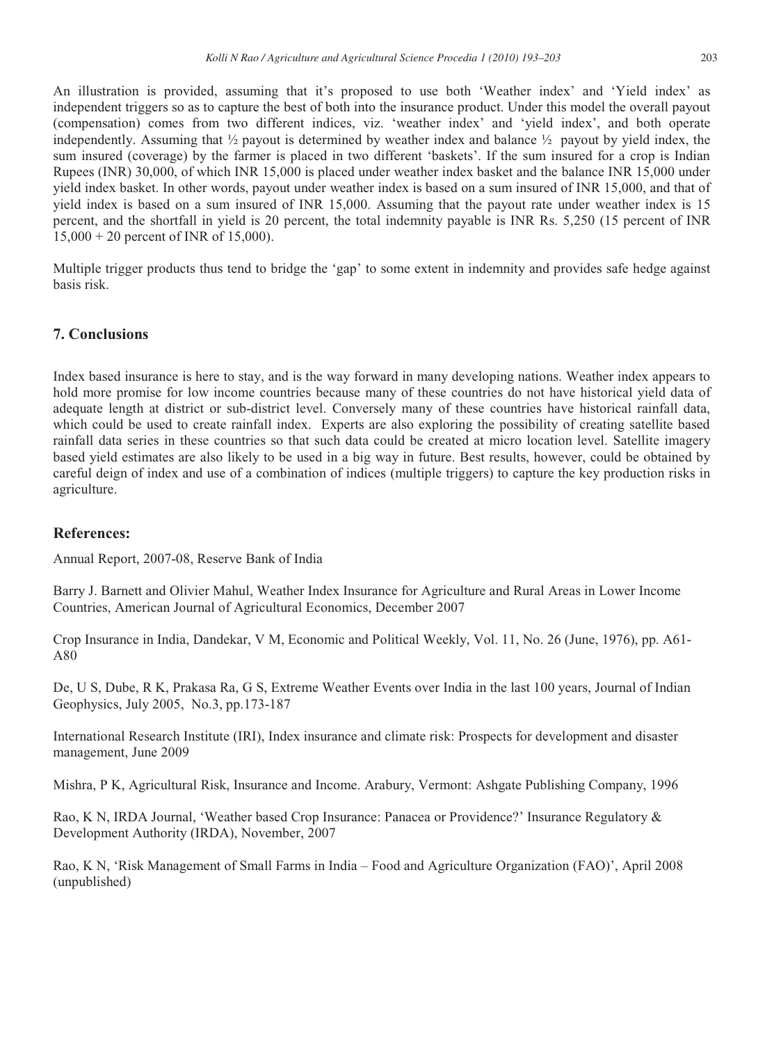An illustration is provided, assuming that it's proposed to use both 'Weather index' and 'Yield index' as independent triggers so as to capture the best of both into the insurance product. Under this model the overall payout (compensation) comes from two different indices, viz. 'weather index' and 'yield index', and both operate independently. Assuming that ½ payout is determined by weather index and balance ½ payout by yield index, the sum insured (coverage) by the farmer is placed in two different 'baskets'. If the sum insured for a crop is Indian Rupees (INR) 30,000, of which INR 15,000 is placed under weather index basket and the balance INR 15,000 under yield index basket. In other words, payout under weather index is based on a sum insured of INR 15,000, and that of yield index is based on a sum insured of INR 15,000. Assuming that the payout rate under weather index is 15 percent, and the shortfall in yield is 20 percent, the total indemnity payable is INR Rs. 5,250 (15 percent of INR 15,000 + 20 percent of INR of 15,000).

Multiple trigger products thus tend to bridge the 'gap' to some extent in indemnity and provides safe hedge against basis risk.

## 7. Conclusions

Index based insurance is here to stay, and is the way forward in many developing nations. Weather index appears to hold more promise for low income countries because many of these countries do not have historical yield data of adequate length at district or sub-district level. Conversely many of these countries have historical rainfall data, which could be used to create rainfall index. Experts are also exploring the possibility of creating satellite based rainfall data series in these countries so that such data could be created at micro location level. Satellite imagery based yield estimates are also likely to be used in a big way in future. Best results, however, could be obtained by careful deign of index and use of a combination of indices (multiple triggers) to capture the key production risks in agriculture.

## References:

Annual Report, 2007-08, Reserve Bank of India

Barry J. Barnett and Olivier Mahul, Weather Index Insurance for Agriculture and Rural Areas in Lower Income Countries, American Journal of Agricultural Economics, December 2007

Crop Insurance in India, Dandekar, V M, Economic and Political Weekly, Vol. 11, No. 26 (June, 1976), pp. A61-A80

De, U S, Dube, R K, Prakasa Ra, G S, Extreme Weather Events over India in the last 100 years, Journal of Indian Geophysics, July 2005, No.3, pp.173-187

International Research Institute (IRI), Index insurance and climate risk: Prospects for development and disaster management, June 2009

Mishra, P K, Agricultural Risk, Insurance and Income. Arabury, Vermont: Ashgate Publishing Company, 1996

Rao, K N, IRDA Journal, 'Weather based Crop Insurance: Panacea or Providence?' Insurance Regulatory & Development Authority (IRDA), November, 2007

Rao, K N, 'Risk Management of Small Farms in India – Food and Agriculture Organization (FAO)', April 2008 (unpublished)